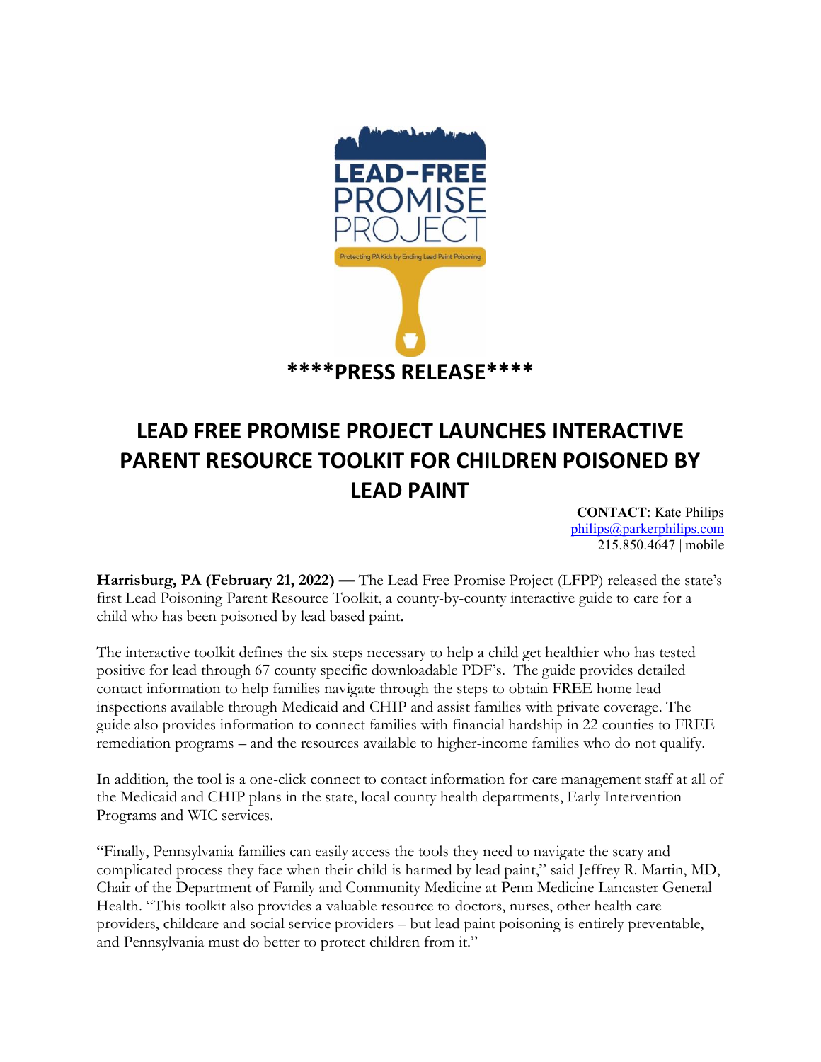LEAD-FREE PROMISE PROJECT

Protecting PA Kids by Ending Lead Paint Poisoning

****PRESS RELEASE****

# LEAD FREE PROMISE PROJECT LAUNCHES INTERACTIVE PARENT RESOURCE TOOLKIT FOR CHILDREN POISONED BY LEAD PAINT

**CONTACT**: Kate Philips
philips@parkerphilips.com
215.850.4647 | mobile

**Harrisburg, PA (February 21, 2022) —** The Lead Free Promise Project (LFPP) released the state's first Lead Poisoning Parent Resource Toolkit, a county-by-county interactive guide to care for a child who has been poisoned by lead based paint.

The interactive toolkit defines the six steps necessary to help a child get healthier who has tested positive for lead through 67 county specific downloadable PDF's. The guide provides detailed contact information to help families navigate through the steps to obtain FREE home lead inspections available through Medicaid and CHIP and assist families with private coverage. The guide also provides information to connect families with financial hardship in 22 counties to FREE remediation programs – and the resources available to higher-income families who do not qualify.

In addition, the tool is a one-click connect to contact information for care management staff at all of the Medicaid and CHIP plans in the state, local county health departments, Early Intervention Programs and WIC services.

"Finally, Pennsylvania families can easily access the tools they need to navigate the scary and complicated process they face when their child is harmed by lead paint," said Jeffrey R. Martin, MD, Chair of the Department of Family and Community Medicine at Penn Medicine Lancaster General Health. "This toolkit also provides a valuable resource to doctors, nurses, other health care providers, childcare and social service providers – but lead paint poisoning is entirely preventable, and Pennsylvania must do better to protect children from it."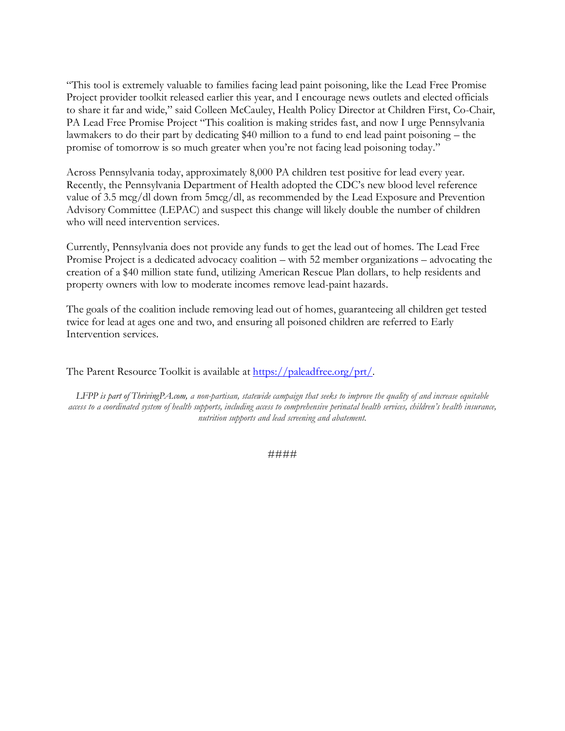"This tool is extremely valuable to families facing lead paint poisoning, like the Lead Free Promise Project provider toolkit released earlier this year, and I encourage news outlets and elected officials to share it far and wide," said Colleen McCauley, Health Policy Director at Children First, Co-Chair, PA Lead Free Promise Project "This coalition is making strides fast, and now I urge Pennsylvania lawmakers to do their part by dedicating $40 million to a fund to end lead paint poisoning – the promise of tomorrow is so much greater when you're not facing lead poisoning today."

Across Pennsylvania today, approximately 8,000 PA children test positive for lead every year. Recently, the Pennsylvania Department of Health adopted the CDC's new blood level reference value of 3.5 mcg/dl down from 5mcg/dl, as recommended by the Lead Exposure and Prevention Advisory Committee (LEPAC) and suspect this change will likely double the number of children who will need intervention services.

Currently, Pennsylvania does not provide any funds to get the lead out of homes. The Lead Free Promise Project is a dedicated advocacy coalition – with 52 member organizations – advocating the creation of a $40 million state fund, utilizing American Rescue Plan dollars, to help residents and property owners with low to moderate incomes remove lead-paint hazards.

The goals of the coalition include removing lead out of homes, guaranteeing all children get tested twice for lead at ages one and two, and ensuring all poisoned children are referred to Early Intervention services.

The Parent Resource Toolkit is available at [https://paleadfree.org/prt/](https://paleadfree.org/prt/).

*LFPP is part of ThrivingPA.com, a non-partisan, statewide campaign that seeks to improve the quality of and increase equitable access to a coordinated system of health supports, including access to comprehensive perinatal health services, children's health insurance, nutrition supports and lead screening and abatement.*

####